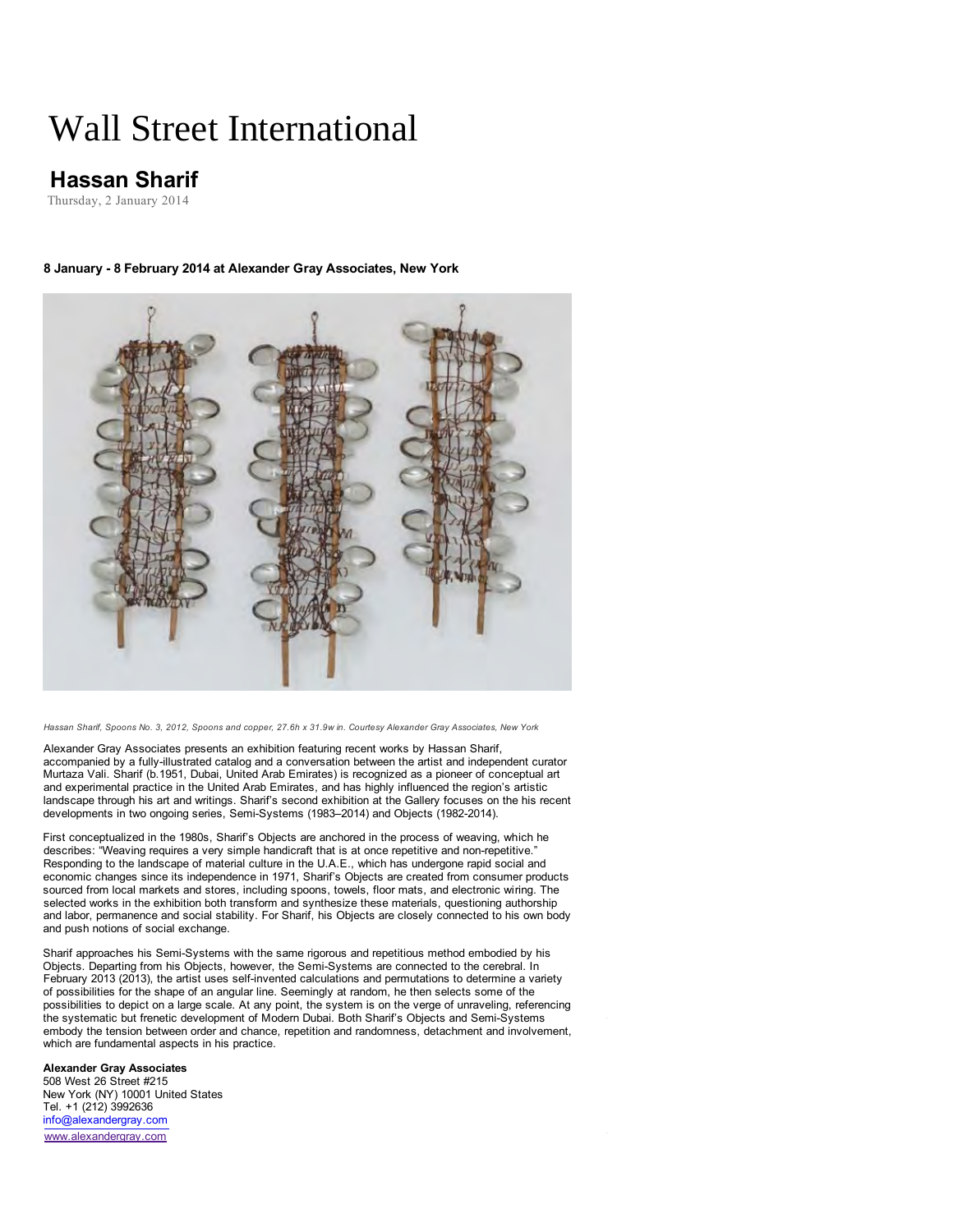# Wall Street International

## Hassan Sharif

Thursday, 2 January 2014

**8 January - 8 February 2014 at Alexander Gray Associates, New York**

*Hassan Sharif, Spoons No. 3, 2012, Spoons and copper, 27.6h x 31.9w in. Courtesy Alexander Gray Associates, New York*

Alexander Gray Associates presents an exhibition featuring recent works by Hassan Sharif, accompanied by a fully-illustrated catalog and a conversation between the artist and independent curator Murtaza Vali. Sharif (b.1951, Dubai, United Arab Emirates) is recognized as a pioneer of conceptual art and experimental practice in the United Arab Emirates, and has highly influenced the region's artistic landscape through his art and writings. Sharif's second exhibition at the Gallery focuses on the his recent developments in two ongoing series, Semi-Systems (1983–2014) and Objects (1982-2014).

First conceptualized in the 1980s, Sharif's Objects are anchored in the process of weaving, which he describes: "Weaving requires a very simple handicraft that is at once repetitive and non-repetitive." Responding to the landscape of material culture in the U.A.E., which has undergone rapid social and economic changes since its independence in 1971, Sharif's Objects are created from consumer products sourced from local markets and stores, including spoons, towels, floor mats, and electronic wiring. The selected works in the exhibition both transform and synthesize these materials, questioning authorship and labor, permanence and social stability. For Sharif, his Objects are closely connected to his own body and push notions of social exchange.

Sharif approaches his Semi-Systems with the same rigorous and repetitious method embodied by his Objects. Departing from his Objects, however, the Semi-Systems are connected to the cerebral. In February 2013 (2013), the artist uses self-invented calculations and permutations to determine a variety of possibilities for the shape of an angular line. Seemingly at random, he then selects some of the possibilities to depict on a large scale. At any point, the system is on the verge of unraveling, referencing the systematic but frenetic development of Modern Dubai. Both Sharif's Objects and Semi-Systems embody the tension between order and chance, repetition and randomness, detachment and involvement, which are fundamental aspects in his practice.

**Alexander Gray Associates**
508 West 26 Street #215
New York (NY) 10001 United States
Tel. +1 (212) 3992636
info@alexandergray.com
www.alexandergray.com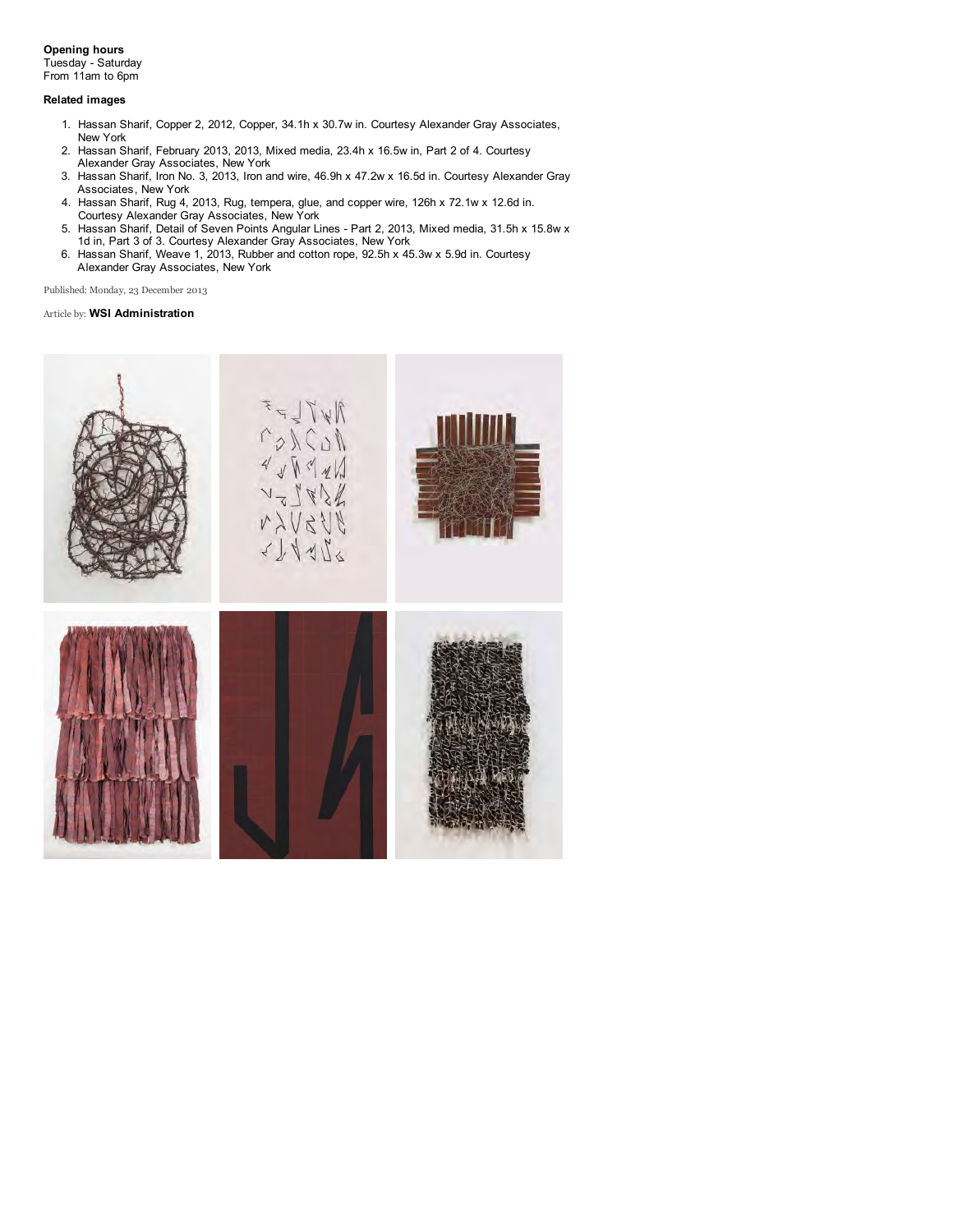**Opening hours**
Tuesday - Saturday
From 11am to 6pm

**Related images**

1. Hassan Sharif, Copper 2, 2012, Copper, 34.1h x 30.7w in. Courtesy Alexander Gray Associates, New York
2. Hassan Sharif, February 2013, 2013, Mixed media, 23.4h x 16.5w in, Part 2 of 4. Courtesy Alexander Gray Associates, New York
3. Hassan Sharif, Iron No. 3, 2013, Iron and wire, 46.9h x 47.2w x 16.5d in. Courtesy Alexander Gray Associates, New York
4. Hassan Sharif, Rug 4, 2013, Rug, tempera, glue, and copper wire, 126h x 72.1w x 12.6d in. Courtesy Alexander Gray Associates, New York
5. Hassan Sharif, Detail of Seven Points Angular Lines - Part 2, 2013, Mixed media, 31.5h x 15.8w x 1d in, Part 3 of 3. Courtesy Alexander Gray Associates, New York
6. Hassan Sharif, Weave 1, 2013, Rubber and cotton rope, 92.5h x 45.3w x 5.9d in. Courtesy Alexander Gray Associates, New York

Published: Monday, 23 December 2013

Article by: **WSI Administration**